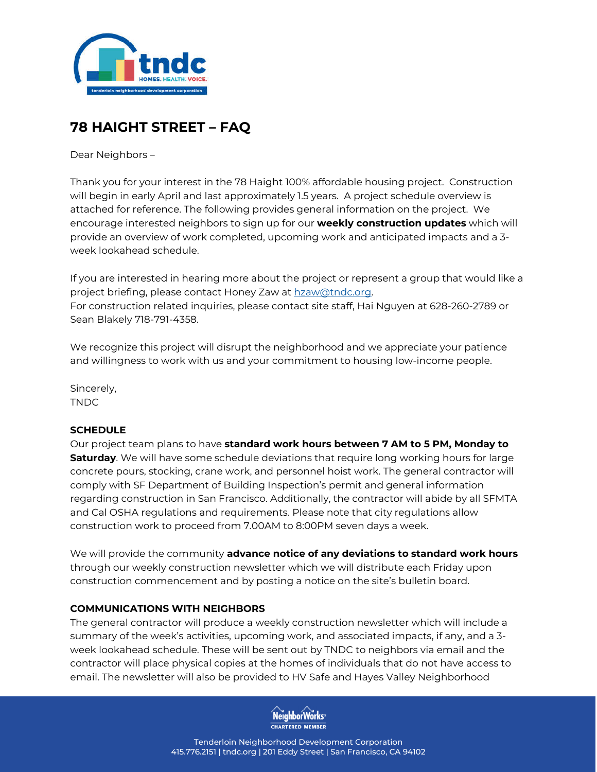# 78 HAIGHT STREET – FAQ

Dear Neighbors –

Thank you for your interest in the 78 Haight 100% affordable housing project. Construction will begin in early April and last approximately 1.5 years. A project schedule overview is attached for reference. The following provides general information on the project. We encourage interested neighbors to sign up for our **weekly construction updates** which will provide an overview of work completed, upcoming work and anticipated impacts and a 3-week lookahead schedule.

If you are interested in hearing more about the project or represent a group that would like a project briefing, please contact Honey Zaw at hzaw@tndc.org.
For construction related inquiries, please contact site staff, Hai Nguyen at 628-260-2789 or Sean Blakely 718-791-4358.

We recognize this project will disrupt the neighborhood and we appreciate your patience and willingness to work with us and your commitment to housing low-income people.

Sincerely,
TNDC

## SCHEDULE

Our project team plans to have **standard work hours between 7 AM to 5 PM, Monday to Saturday**. We will have some schedule deviations that require long working hours for large concrete pours, stocking, crane work, and personnel hoist work. The general contractor will comply with SF Department of Building Inspection's permit and general information regarding construction in San Francisco. Additionally, the contractor will abide by all SFMTA and Cal OSHA regulations and requirements. Please note that city regulations allow construction work to proceed from 7.00AM to 8:00PM seven days a week.

We will provide the community **advance notice of any deviations to standard work hours** through our weekly construction newsletter which we will distribute each Friday upon construction commencement and by posting a notice on the site's bulletin board.

## COMMUNICATIONS WITH NEIGHBORS

The general contractor will produce a weekly construction newsletter which will include a summary of the week's activities, upcoming work, and associated impacts, if any, and a 3-week lookahead schedule. These will be sent out by TNDC to neighbors via email and the contractor will place physical copies at the homes of individuals that do not have access to email. The newsletter will also be provided to HV Safe and Hayes Valley Neighborhood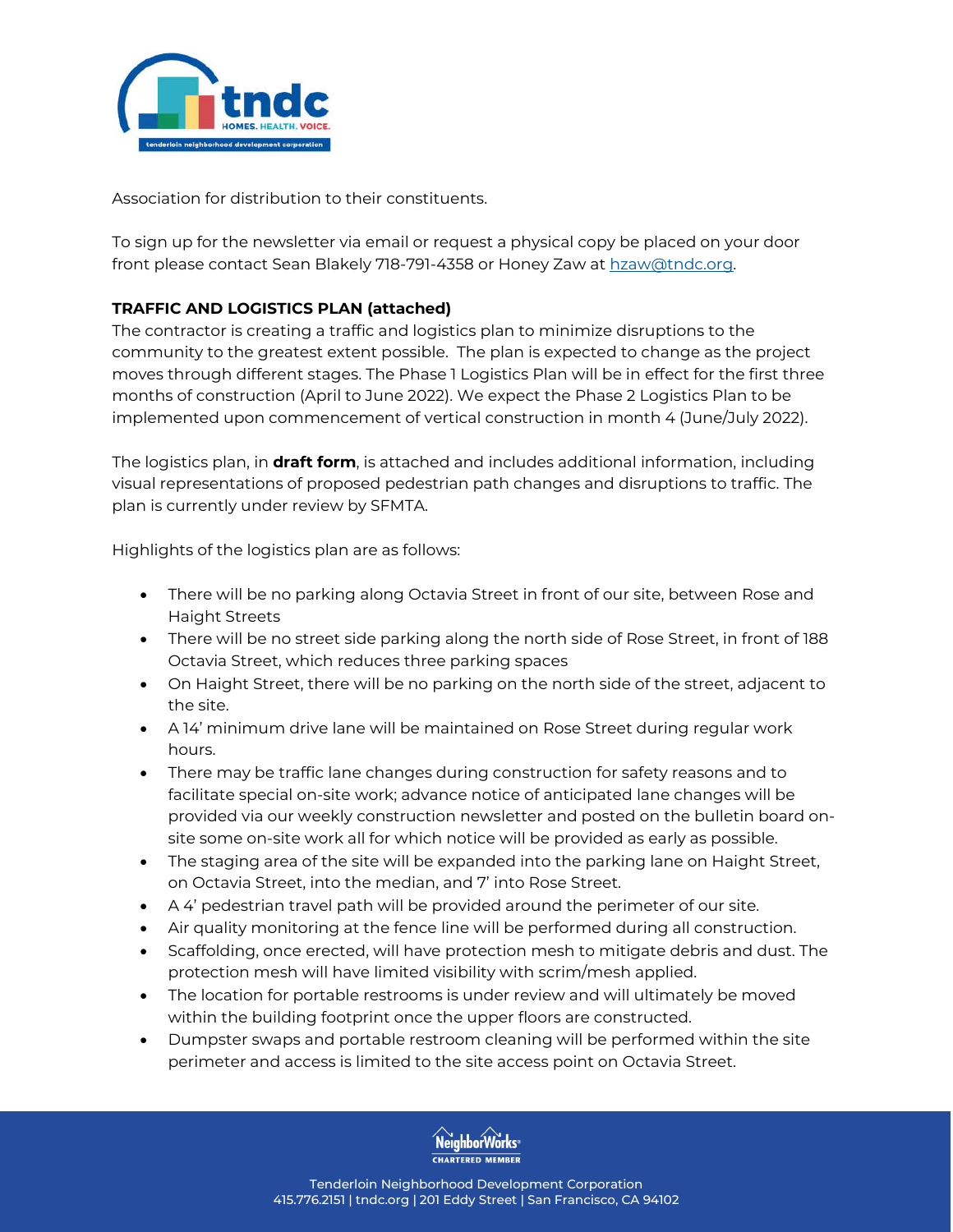Association for distribution to their constituents.

To sign up for the newsletter via email or request a physical copy be placed on your door front please contact Sean Blakely 718-791-4358 or Honey Zaw at hzaw@tndc.org.

**TRAFFIC AND LOGISTICS PLAN (attached)**
The contractor is creating a traffic and logistics plan to minimize disruptions to the community to the greatest extent possible. The plan is expected to change as the project moves through different stages. The Phase 1 Logistics Plan will be in effect for the first three months of construction (April to June 2022). We expect the Phase 2 Logistics Plan to be implemented upon commencement of vertical construction in month 4 (June/July 2022).

The logistics plan, in **draft form**, is attached and includes additional information, including visual representations of proposed pedestrian path changes and disruptions to traffic. The plan is currently under review by SFMTA.

Highlights of the logistics plan are as follows:

- There will be no parking along Octavia Street in front of our site, between Rose and Haight Streets
- There will be no street side parking along the north side of Rose Street, in front of 188 Octavia Street, which reduces three parking spaces
- On Haight Street, there will be no parking on the north side of the street, adjacent to the site.
- A 14' minimum drive lane will be maintained on Rose Street during regular work hours.
- There may be traffic lane changes during construction for safety reasons and to facilitate special on-site work; advance notice of anticipated lane changes will be provided via our weekly construction newsletter and posted on the bulletin board on-site some on-site work all for which notice will be provided as early as possible.
- The staging area of the site will be expanded into the parking lane on Haight Street, on Octavia Street, into the median, and 7' into Rose Street.
- A 4' pedestrian travel path will be provided around the perimeter of our site.
- Air quality monitoring at the fence line will be performed during all construction.
- Scaffolding, once erected, will have protection mesh to mitigate debris and dust. The protection mesh will have limited visibility with scrim/mesh applied.
- The location for portable restrooms is under review and will ultimately be moved within the building footprint once the upper floors are constructed.
- Dumpster swaps and portable restroom cleaning will be performed within the site perimeter and access is limited to the site access point on Octavia Street.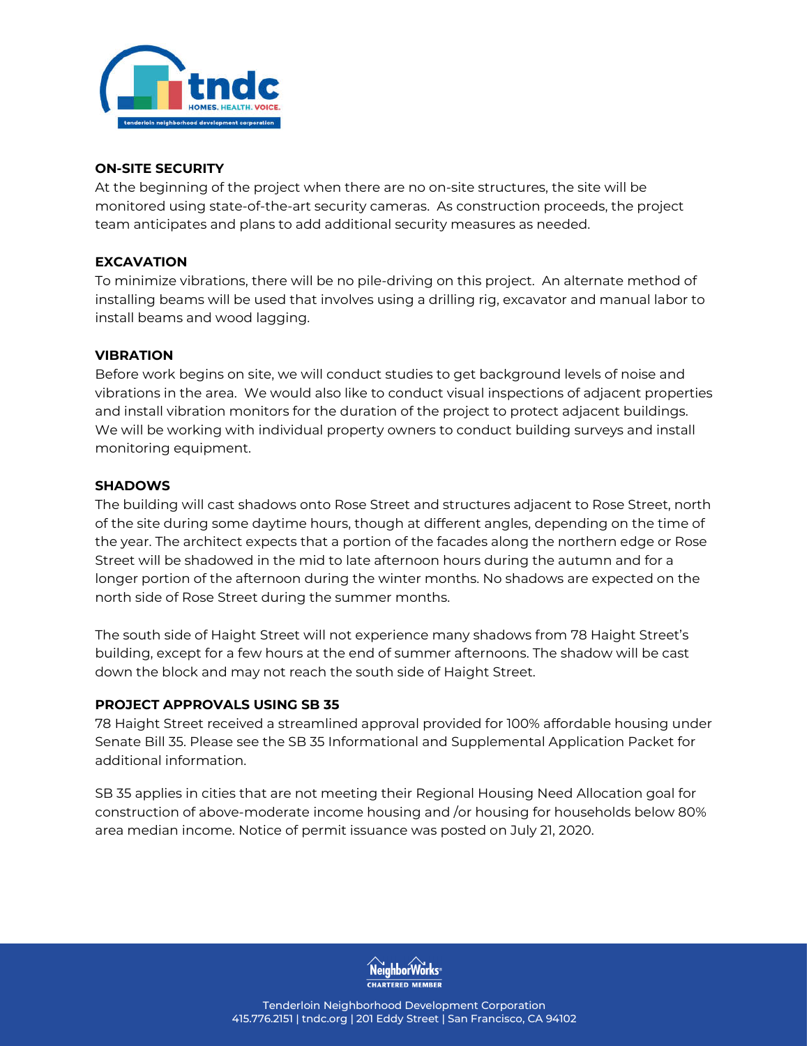## ON-SITE SECURITY

At the beginning of the project when there are no on-site structures, the site will be monitored using state-of-the-art security cameras. As construction proceeds, the project team anticipates and plans to add additional security measures as needed.

## EXCAVATION

To minimize vibrations, there will be no pile-driving on this project. An alternate method of installing beams will be used that involves using a drilling rig, excavator and manual labor to install beams and wood lagging.

## VIBRATION

Before work begins on site, we will conduct studies to get background levels of noise and vibrations in the area. We would also like to conduct visual inspections of adjacent properties and install vibration monitors for the duration of the project to protect adjacent buildings. We will be working with individual property owners to conduct building surveys and install monitoring equipment.

## SHADOWS

The building will cast shadows onto Rose Street and structures adjacent to Rose Street, north of the site during some daytime hours, though at different angles, depending on the time of the year. The architect expects that a portion of the facades along the northern edge or Rose Street will be shadowed in the mid to late afternoon hours during the autumn and for a longer portion of the afternoon during the winter months. No shadows are expected on the north side of Rose Street during the summer months.

The south side of Haight Street will not experience many shadows from 78 Haight Street's building, except for a few hours at the end of summer afternoons. The shadow will be cast down the block and may not reach the south side of Haight Street.

## PROJECT APPROVALS USING SB 35

78 Haight Street received a streamlined approval provided for 100% affordable housing under Senate Bill 35. Please see the SB 35 Informational and Supplemental Application Packet for additional information.

SB 35 applies in cities that are not meeting their Regional Housing Need Allocation goal for construction of above-moderate income housing and /or housing for households below 80% area median income. Notice of permit issuance was posted on July 21, 2020.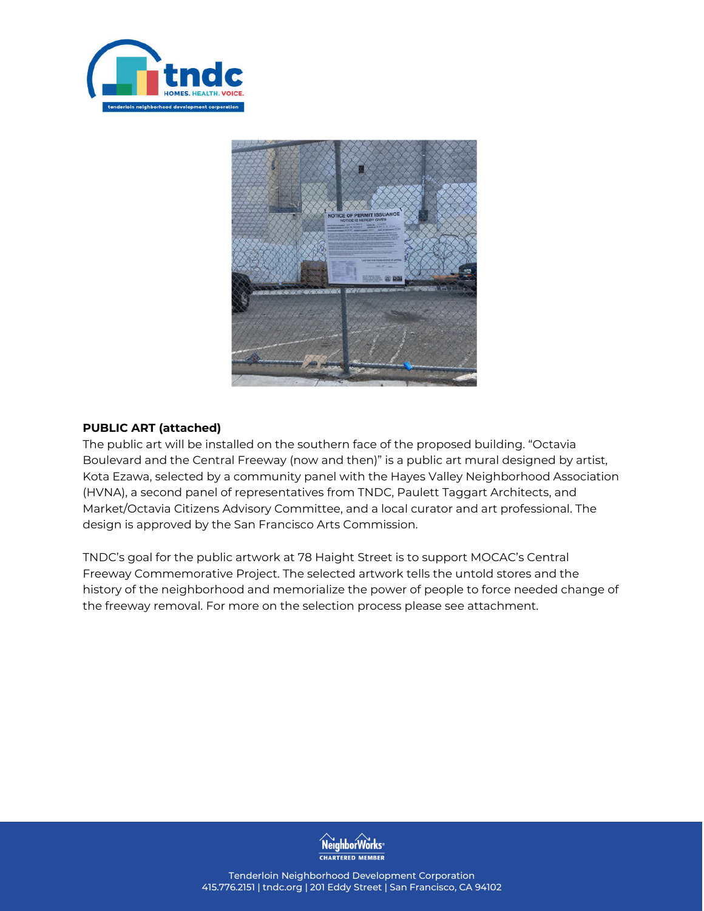**PUBLIC ART (attached)**
The public art will be installed on the southern face of the proposed building. "Octavia Boulevard and the Central Freeway (now and then)" is a public art mural designed by artist, Kota Ezawa, selected by a community panel with the Hayes Valley Neighborhood Association (HVNA), a second panel of representatives from TNDC, Paulett Taggart Architects, and Market/Octavia Citizens Advisory Committee, and a local curator and art professional. The design is approved by the San Francisco Arts Commission.

TNDC's goal for the public artwork at 78 Haight Street is to support MOCAC's Central Freeway Commemorative Project. The selected artwork tells the untold stores and the history of the neighborhood and memorialize the power of people to force needed change of the freeway removal. For more on the selection process please see attachment.